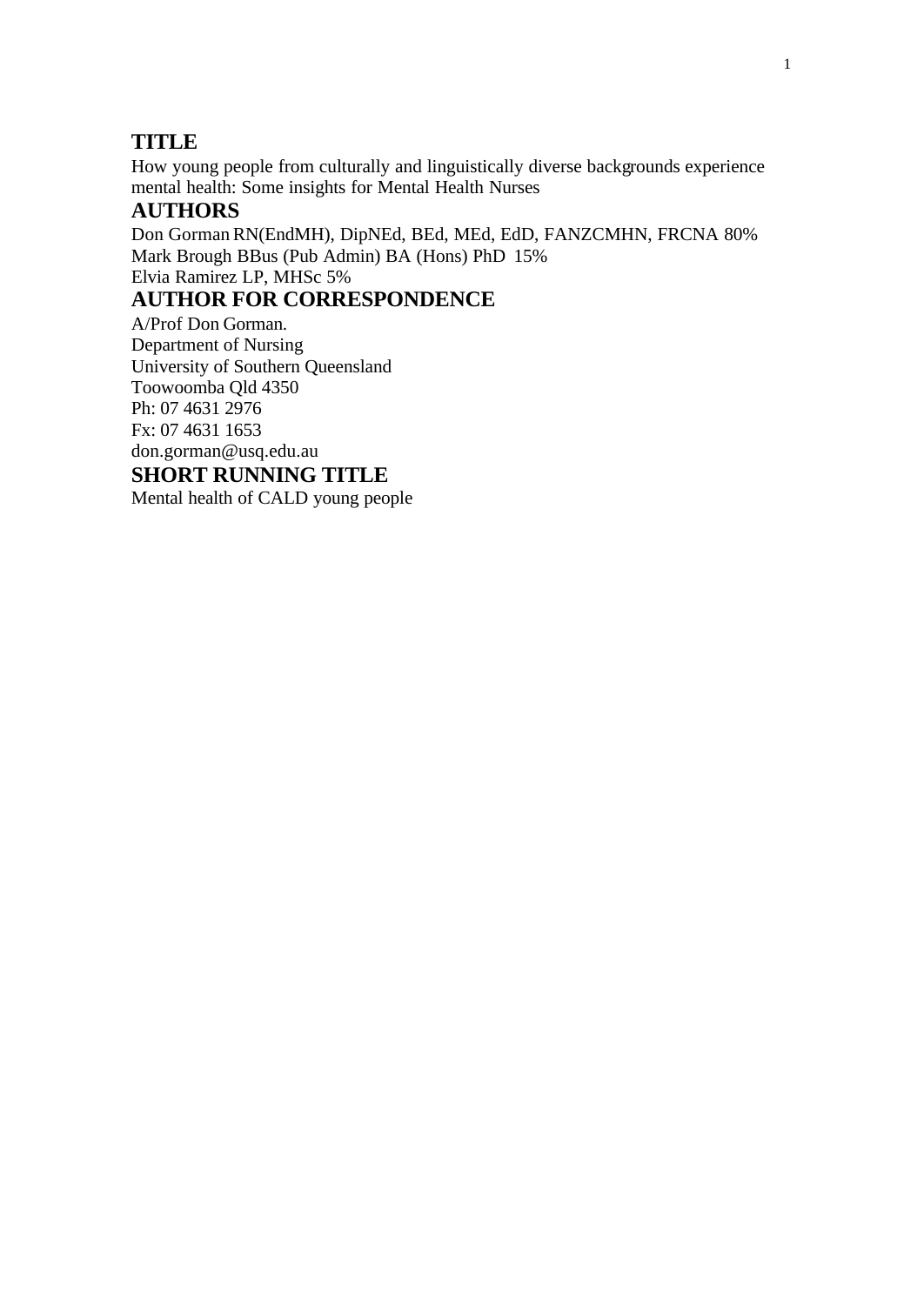## TITLE

How young people from culturally and linguistically diverse backgrounds experience mental health: Some insights for Mental Health Nurses

## AUTHORS

Don Gorman RN(EndMH), DipNEd, BEd, MEd, EdD, FANZCMHN, FRCNA 80%
Mark Brough BBus (Pub Admin) BA (Hons) PhD 15%
Elvia Ramirez LP, MHSc 5%

## AUTHOR FOR CORRESPONDENCE

A/Prof Don Gorman.
Department of Nursing
University of Southern Queensland
Toowoomba Qld 4350
Ph: 07 4631 2976
Fx: 07 4631 1653
don.gorman@usq.edu.au

## SHORT RUNNING TITLE

Mental health of CALD young people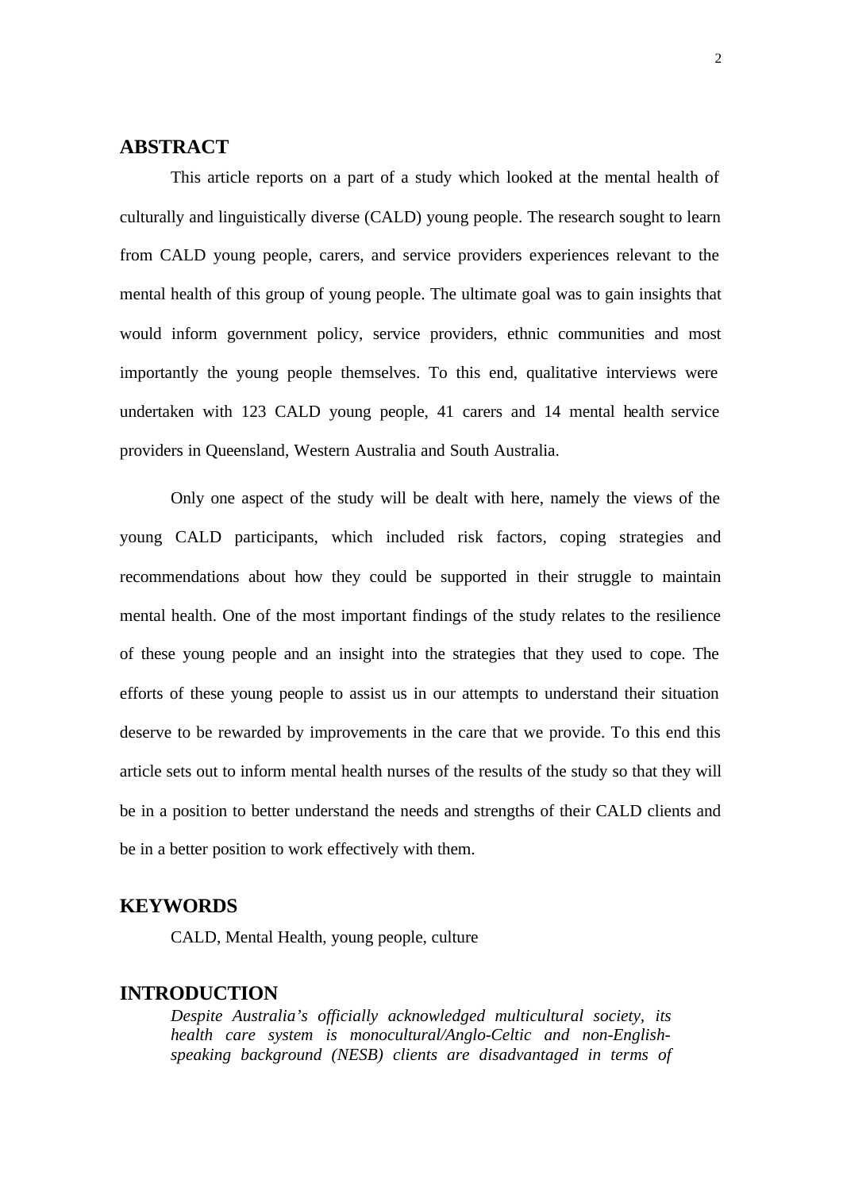## ABSTRACT

This article reports on a part of a study which looked at the mental health of culturally and linguistically diverse (CALD) young people. The research sought to learn from CALD young people, carers, and service providers experiences relevant to the mental health of this group of young people. The ultimate goal was to gain insights that would inform government policy, service providers, ethnic communities and most importantly the young people themselves. To this end, qualitative interviews were undertaken with 123 CALD young people, 41 carers and 14 mental health service providers in Queensland, Western Australia and South Australia.

Only one aspect of the study will be dealt with here, namely the views of the young CALD participants, which included risk factors, coping strategies and recommendations about how they could be supported in their struggle to maintain mental health. One of the most important findings of the study relates to the resilience of these young people and an insight into the strategies that they used to cope. The efforts of these young people to assist us in our attempts to understand their situation deserve to be rewarded by improvements in the care that we provide. To this end this article sets out to inform mental health nurses of the results of the study so that they will be in a position to better understand the needs and strengths of their CALD clients and be in a better position to work effectively with them.

## KEYWORDS

CALD, Mental Health, young people, culture

## INTRODUCTION

> *Despite Australia's officially acknowledged multicultural society, its health care system is monocultural/Anglo-Celtic and non-English-speaking background (NESB) clients are disadvantaged in terms of*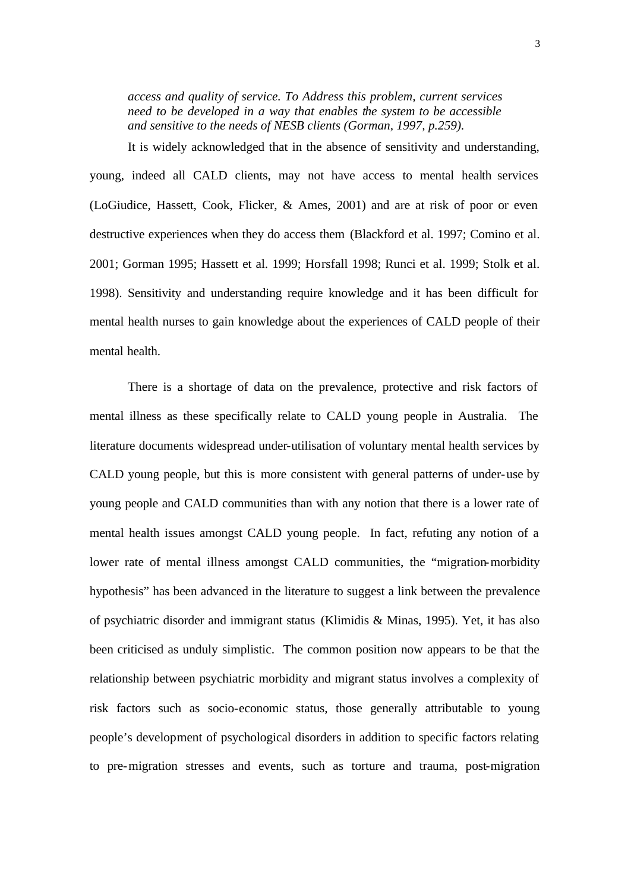*access and quality of service. To Address this problem, current services need to be developed in a way that enables the system to be accessible and sensitive to the needs of NESB clients (Gorman, 1997, p.259).*

It is widely acknowledged that in the absence of sensitivity and understanding, young, indeed all CALD clients, may not have access to mental health services (LoGiudice, Hassett, Cook, Flicker, & Ames, 2001) and are at risk of poor or even destructive experiences when they do access them (Blackford et al. 1997; Comino et al. 2001; Gorman 1995; Hassett et al. 1999; Horsfall 1998; Runci et al. 1999; Stolk et al. 1998). Sensitivity and understanding require knowledge and it has been difficult for mental health nurses to gain knowledge about the experiences of CALD people of their mental health.

There is a shortage of data on the prevalence, protective and risk factors of mental illness as these specifically relate to CALD young people in Australia. The literature documents widespread under-utilisation of voluntary mental health services by CALD young people, but this is more consistent with general patterns of under-use by young people and CALD communities than with any notion that there is a lower rate of mental health issues amongst CALD young people. In fact, refuting any notion of a lower rate of mental illness amongst CALD communities, the "migration-morbidity hypothesis" has been advanced in the literature to suggest a link between the prevalence of psychiatric disorder and immigrant status (Klimidis & Minas, 1995). Yet, it has also been criticised as unduly simplistic. The common position now appears to be that the relationship between psychiatric morbidity and migrant status involves a complexity of risk factors such as socio-economic status, those generally attributable to young people's development of psychological disorders in addition to specific factors relating to pre-migration stresses and events, such as torture and trauma, post-migration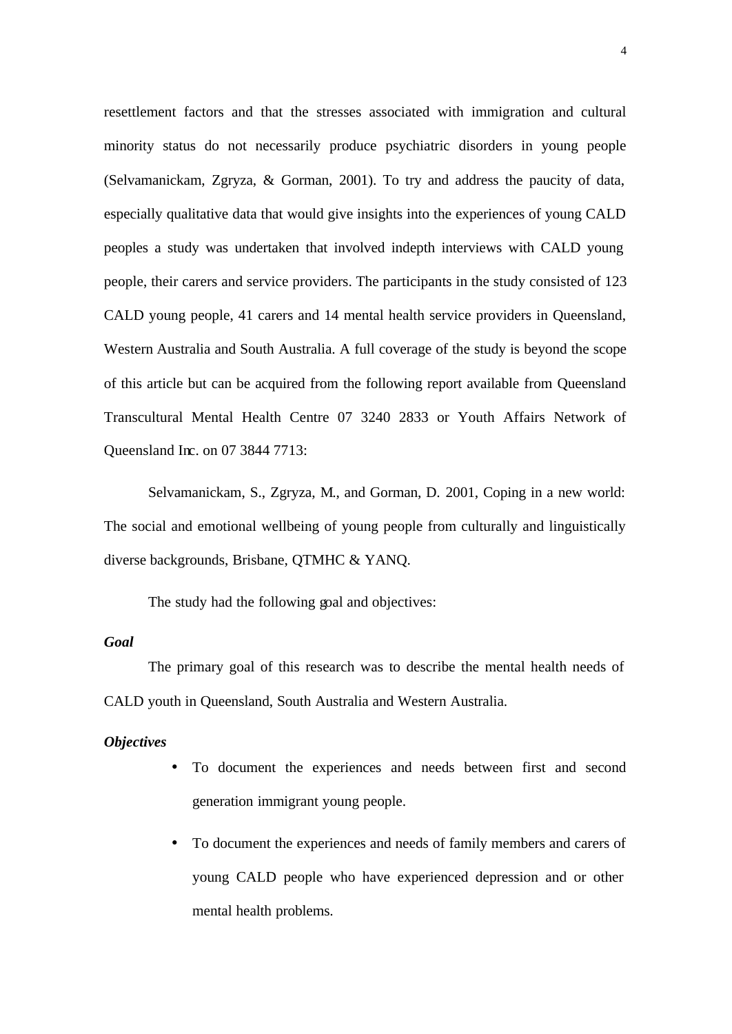resettlement factors and that the stresses associated with immigration and cultural minority status do not necessarily produce psychiatric disorders in young people (Selvamanickam, Zgryza, & Gorman, 2001). To try and address the paucity of data, especially qualitative data that would give insights into the experiences of young CALD peoples a study was undertaken that involved indepth interviews with CALD young people, their carers and service providers. The participants in the study consisted of 123 CALD young people, 41 carers and 14 mental health service providers in Queensland, Western Australia and South Australia. A full coverage of the study is beyond the scope of this article but can be acquired from the following report available from Queensland Transcultural Mental Health Centre 07 3240 2833 or Youth Affairs Network of Queensland Inc. on 07 3844 7713:

Selvamanickam, S., Zgryza, M., and Gorman, D. 2001, Coping in a new world: The social and emotional wellbeing of young people from culturally and linguistically diverse backgrounds, Brisbane, QTMHC & YANQ.

The study had the following goal and objectives:

***Goal***

The primary goal of this research was to describe the mental health needs of CALD youth in Queensland, South Australia and Western Australia.

***Objectives***

- To document the experiences and needs between first and second generation immigrant young people.
- To document the experiences and needs of family members and carers of young CALD people who have experienced depression and or other mental health problems.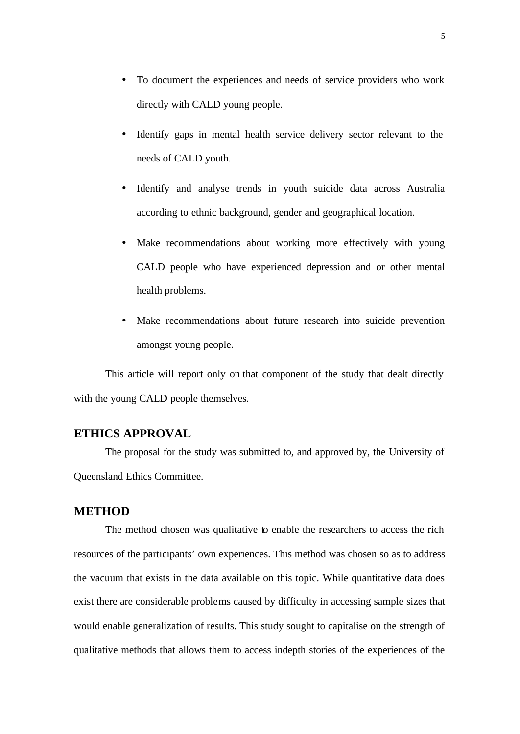- To document the experiences and needs of service providers who work directly with CALD young people.
- Identify gaps in mental health service delivery sector relevant to the needs of CALD youth.
- Identify and analyse trends in youth suicide data across Australia according to ethnic background, gender and geographical location.
- Make recommendations about working more effectively with young CALD people who have experienced depression and or other mental health problems.
- Make recommendations about future research into suicide prevention amongst young people.

This article will report only on that component of the study that dealt directly with the young CALD people themselves.

## ETHICS APPROVAL

The proposal for the study was submitted to, and approved by, the University of Queensland Ethics Committee.

## METHOD

The method chosen was qualitative to enable the researchers to access the rich resources of the participants' own experiences. This method was chosen so as to address the vacuum that exists in the data available on this topic. While quantitative data does exist there are considerable problems caused by difficulty in accessing sample sizes that would enable generalization of results. This study sought to capitalise on the strength of qualitative methods that allows them to access indepth stories of the experiences of the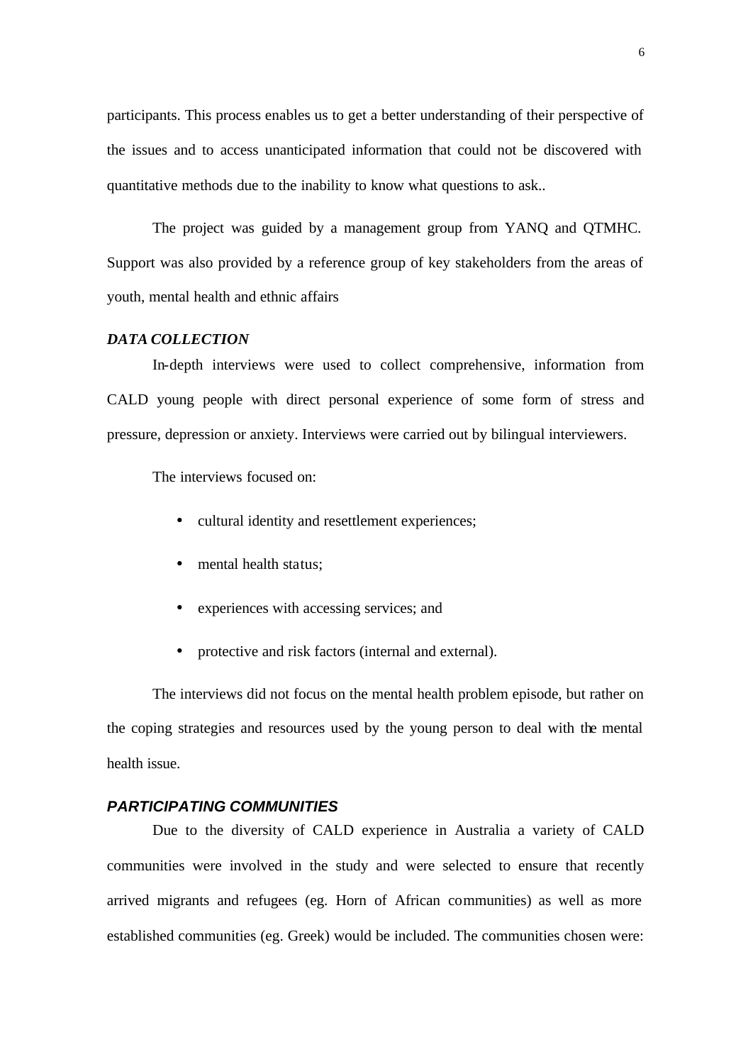participants. This process enables us to get a better understanding of their perspective of the issues and to access unanticipated information that could not be discovered with quantitative methods due to the inability to know what questions to ask..

The project was guided by a management group from YANQ and QTMHC. Support was also provided by a reference group of key stakeholders from the areas of youth, mental health and ethnic affairs

### *DATA COLLECTION*

In-depth interviews were used to collect comprehensive, information from CALD young people with direct personal experience of some form of stress and pressure, depression or anxiety. Interviews were carried out by bilingual interviewers.

The interviews focused on:

- cultural identity and resettlement experiences;
- mental health status;
- experiences with accessing services; and
- protective and risk factors (internal and external).

The interviews did not focus on the mental health problem episode, but rather on the coping strategies and resources used by the young person to deal with the mental health issue.

### *PARTICIPATING COMMUNITIES*

Due to the diversity of CALD experience in Australia a variety of CALD communities were involved in the study and were selected to ensure that recently arrived migrants and refugees (eg. Horn of African communities) as well as more established communities (eg. Greek) would be included. The communities chosen were: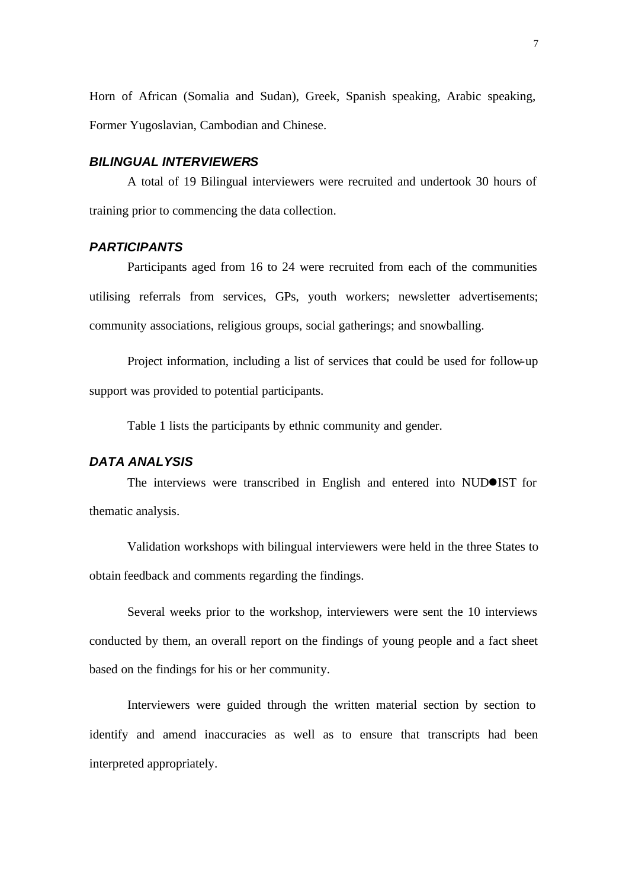Horn of African (Somalia and Sudan), Greek, Spanish speaking, Arabic speaking, Former Yugoslavian, Cambodian and Chinese.

### ***BILINGUAL INTERVIEWERS***

A total of 19 Bilingual interviewers were recruited and undertook 30 hours of training prior to commencing the data collection.

### ***PARTICIPANTS***

Participants aged from 16 to 24 were recruited from each of the communities utilising referrals from services, GPs, youth workers; newsletter advertisements; community associations, religious groups, social gatherings; and snowballing.

Project information, including a list of services that could be used for follow-up support was provided to potential participants.

Table 1 lists the participants by ethnic community and gender.

### ***DATA ANALYSIS***

The interviews were transcribed in English and entered into NUD●IST for thematic analysis.

Validation workshops with bilingual interviewers were held in the three States to obtain feedback and comments regarding the findings.

Several weeks prior to the workshop, interviewers were sent the 10 interviews conducted by them, an overall report on the findings of young people and a fact sheet based on the findings for his or her community.

Interviewers were guided through the written material section by section to identify and amend inaccuracies as well as to ensure that transcripts had been interpreted appropriately.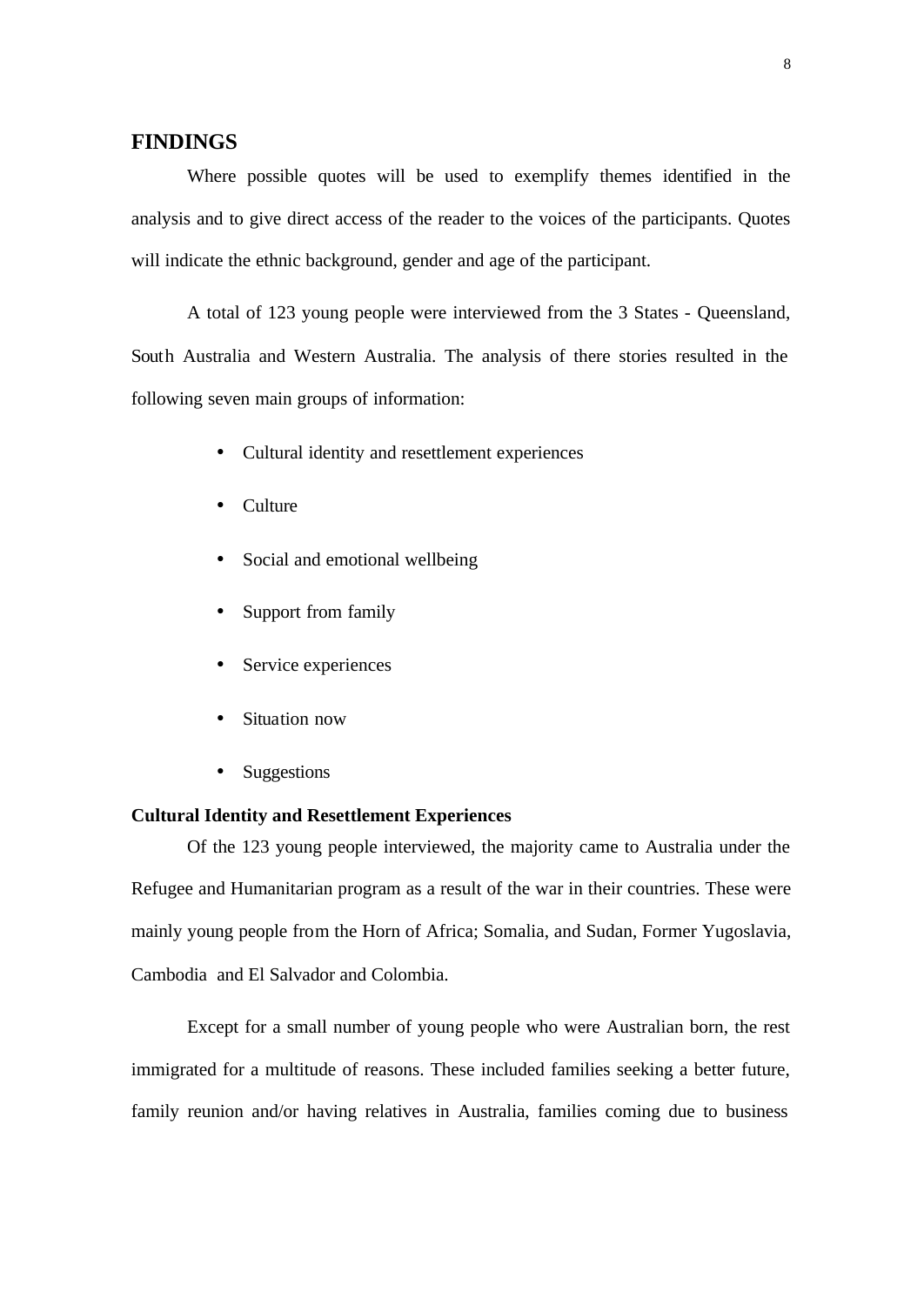# FINDINGS

Where possible quotes will be used to exemplify themes identified in the analysis and to give direct access of the reader to the voices of the participants. Quotes will indicate the ethnic background, gender and age of the participant.

A total of 123 young people were interviewed from the 3 States - Queensland, South Australia and Western Australia. The analysis of there stories resulted in the following seven main groups of information:

- Cultural identity and resettlement experiences
- Culture
- Social and emotional wellbeing
- Support from family
- Service experiences
- Situation now
- Suggestions

### Cultural Identity and Resettlement Experiences

Of the 123 young people interviewed, the majority came to Australia under the Refugee and Humanitarian program as a result of the war in their countries. These were mainly young people from the Horn of Africa; Somalia, and Sudan, Former Yugoslavia, Cambodia and El Salvador and Colombia.

Except for a small number of young people who were Australian born, the rest immigrated for a multitude of reasons. These included families seeking a better future, family reunion and/or having relatives in Australia, families coming due to business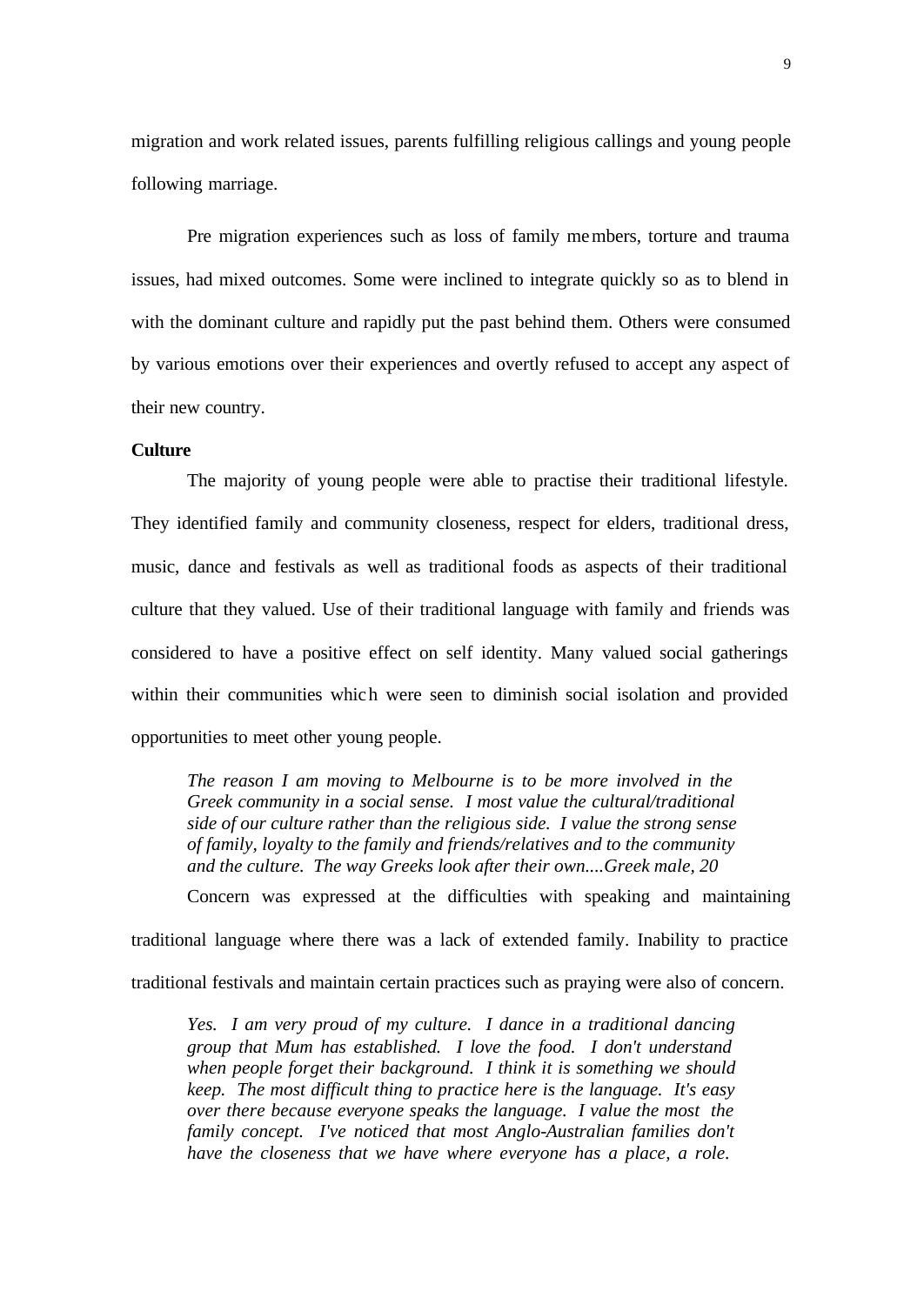migration and work related issues, parents fulfilling religious callings and young people following marriage.

Pre migration experiences such as loss of family members, torture and trauma issues, had mixed outcomes. Some were inclined to integrate quickly so as to blend in with the dominant culture and rapidly put the past behind them. Others were consumed by various emotions over their experiences and overtly refused to accept any aspect of their new country.

**Culture**

The majority of young people were able to practise their traditional lifestyle. They identified family and community closeness, respect for elders, traditional dress, music, dance and festivals as well as traditional foods as aspects of their traditional culture that they valued. Use of their traditional language with family and friends was considered to have a positive effect on self identity. Many valued social gatherings within their communities which were seen to diminish social isolation and provided opportunities to meet other young people.

> *The reason I am moving to Melbourne is to be more involved in the Greek community in a social sense. I most value the cultural/traditional side of our culture rather than the religious side. I value the strong sense of family, loyalty to the family and friends/relatives and to the community and the culture. The way Greeks look after their own....Greek male, 20*

Concern was expressed at the difficulties with speaking and maintaining traditional language where there was a lack of extended family. Inability to practice traditional festivals and maintain certain practices such as praying were also of concern.

> *Yes. I am very proud of my culture. I dance in a traditional dancing group that Mum has established. I love the food. I don't understand when people forget their background. I think it is something we should keep. The most difficult thing to practice here is the language. It's easy over there because everyone speaks the language. I value the most the family concept. I've noticed that most Anglo-Australian families don't have the closeness that we have where everyone has a place, a role.*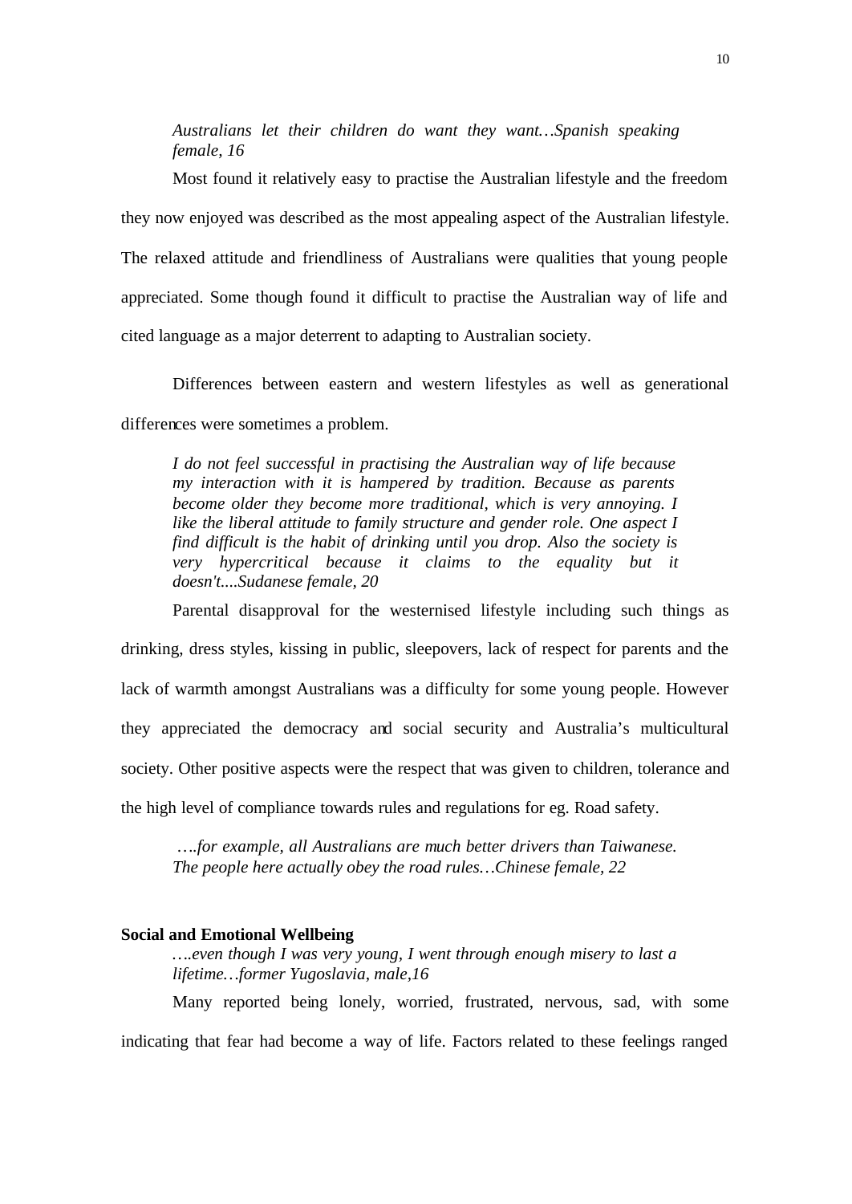*Australians let their children do want they want…Spanish speaking female, 16*

Most found it relatively easy to practise the Australian lifestyle and the freedom they now enjoyed was described as the most appealing aspect of the Australian lifestyle. The relaxed attitude and friendliness of Australians were qualities that young people appreciated. Some though found it difficult to practise the Australian way of life and cited language as a major deterrent to adapting to Australian society.

Differences between eastern and western lifestyles as well as generational differences were sometimes a problem.

*I do not feel successful in practising the Australian way of life because my interaction with it is hampered by tradition. Because as parents become older they become more traditional, which is very annoying. I like the liberal attitude to family structure and gender role. One aspect I find difficult is the habit of drinking until you drop. Also the society is very hypercritical because it claims to the equality but it doesn't....Sudanese female, 20*

Parental disapproval for the westernised lifestyle including such things as drinking, dress styles, kissing in public, sleepovers, lack of respect for parents and the lack of warmth amongst Australians was a difficulty for some young people. However they appreciated the democracy and social security and Australia's multicultural society. Other positive aspects were the respect that was given to children, tolerance and the high level of compliance towards rules and regulations for eg. Road safety.

*….for example, all Australians are much better drivers than Taiwanese. The people here actually obey the road rules…Chinese female, 22*

**Social and Emotional Wellbeing**

*….even though I was very young, I went through enough misery to last a lifetime…former Yugoslavia, male,16*

Many reported being lonely, worried, frustrated, nervous, sad, with some indicating that fear had become a way of life. Factors related to these feelings ranged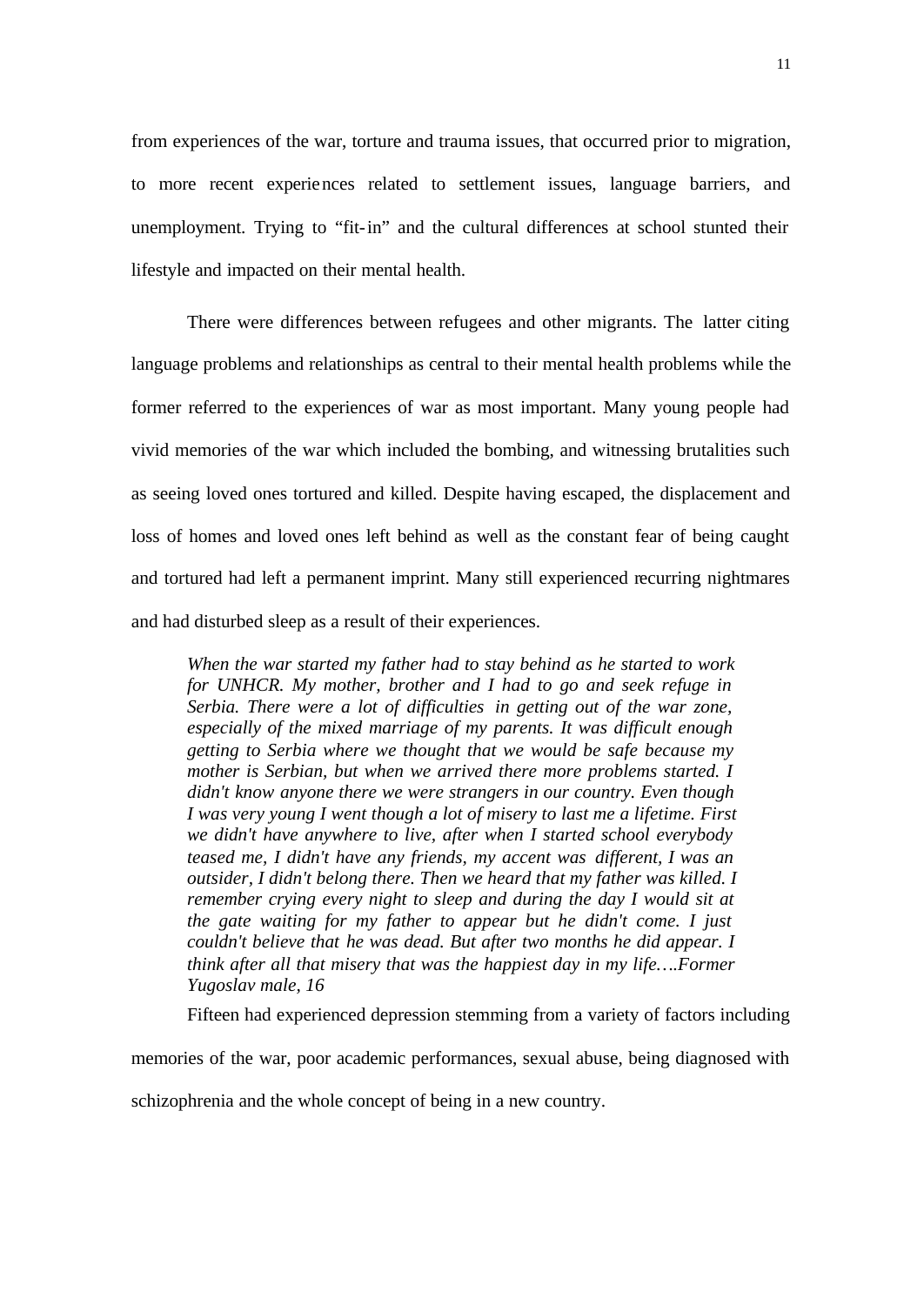from experiences of the war, torture and trauma issues, that occurred prior to migration, to more recent experiences related to settlement issues, language barriers, and unemployment. Trying to "fit-in" and the cultural differences at school stunted their lifestyle and impacted on their mental health.

There were differences between refugees and other migrants. The latter citing language problems and relationships as central to their mental health problems while the former referred to the experiences of war as most important. Many young people had vivid memories of the war which included the bombing, and witnessing brutalities such as seeing loved ones tortured and killed. Despite having escaped, the displacement and loss of homes and loved ones left behind as well as the constant fear of being caught and tortured had left a permanent imprint. Many still experienced recurring nightmares and had disturbed sleep as a result of their experiences.

> *When the war started my father had to stay behind as he started to work for UNHCR. My mother, brother and I had to go and seek refuge in Serbia. There were a lot of difficulties in getting out of the war zone, especially of the mixed marriage of my parents. It was difficult enough getting to Serbia where we thought that we would be safe because my mother is Serbian, but when we arrived there more problems started. I didn't know anyone there we were strangers in our country. Even though I was very young I went though a lot of misery to last me a lifetime. First we didn't have anywhere to live, after when I started school everybody teased me, I didn't have any friends, my accent was different, I was an outsider, I didn't belong there. Then we heard that my father was killed. I remember crying every night to sleep and during the day I would sit at the gate waiting for my father to appear but he didn't come. I just couldn't believe that he was dead. But after two months he did appear. I think after all that misery that was the happiest day in my life….Former Yugoslav male, 16*

Fifteen had experienced depression stemming from a variety of factors including memories of the war, poor academic performances, sexual abuse, being diagnosed with schizophrenia and the whole concept of being in a new country.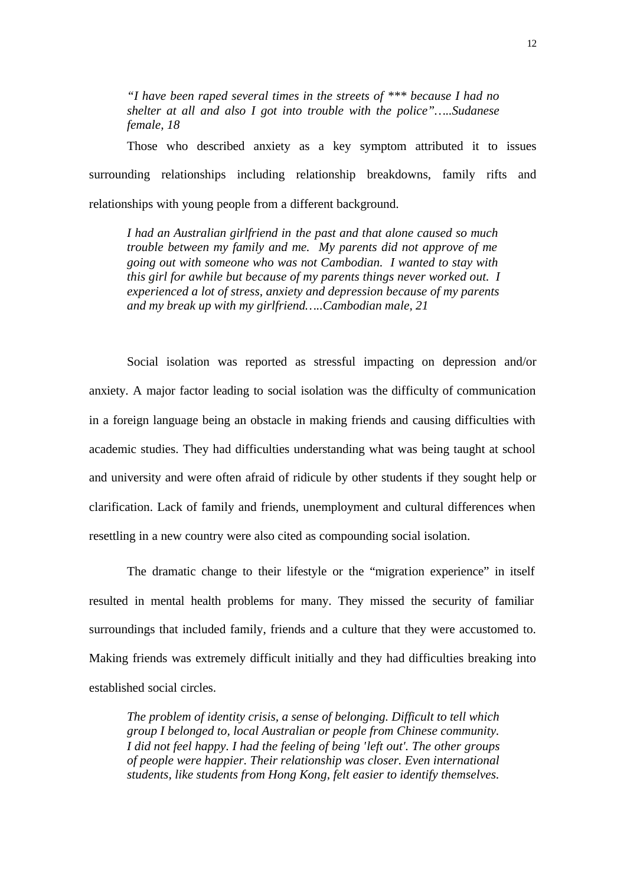*"I have been raped several times in the streets of *** because I had no shelter at all and also I got into trouble with the police"…..Sudanese female, 18*

Those who described anxiety as a key symptom attributed it to issues surrounding relationships including relationship breakdowns, family rifts and relationships with young people from a different background.

*I had an Australian girlfriend in the past and that alone caused so much trouble between my family and me. My parents did not approve of me going out with someone who was not Cambodian. I wanted to stay with this girl for awhile but because of my parents things never worked out. I experienced a lot of stress, anxiety and depression because of my parents and my break up with my girlfriend.….Cambodian male, 21*

Social isolation was reported as stressful impacting on depression and/or anxiety. A major factor leading to social isolation was the difficulty of communication in a foreign language being an obstacle in making friends and causing difficulties with academic studies. They had difficulties understanding what was being taught at school and university and were often afraid of ridicule by other students if they sought help or clarification. Lack of family and friends, unemployment and cultural differences when resettling in a new country were also cited as compounding social isolation.

The dramatic change to their lifestyle or the "migration experience" in itself resulted in mental health problems for many. They missed the security of familiar surroundings that included family, friends and a culture that they were accustomed to. Making friends was extremely difficult initially and they had difficulties breaking into established social circles.

*The problem of identity crisis, a sense of belonging. Difficult to tell which group I belonged to, local Australian or people from Chinese community. I did not feel happy. I had the feeling of being 'left out'. The other groups of people were happier. Their relationship was closer. Even international students, like students from Hong Kong, felt easier to identify themselves.*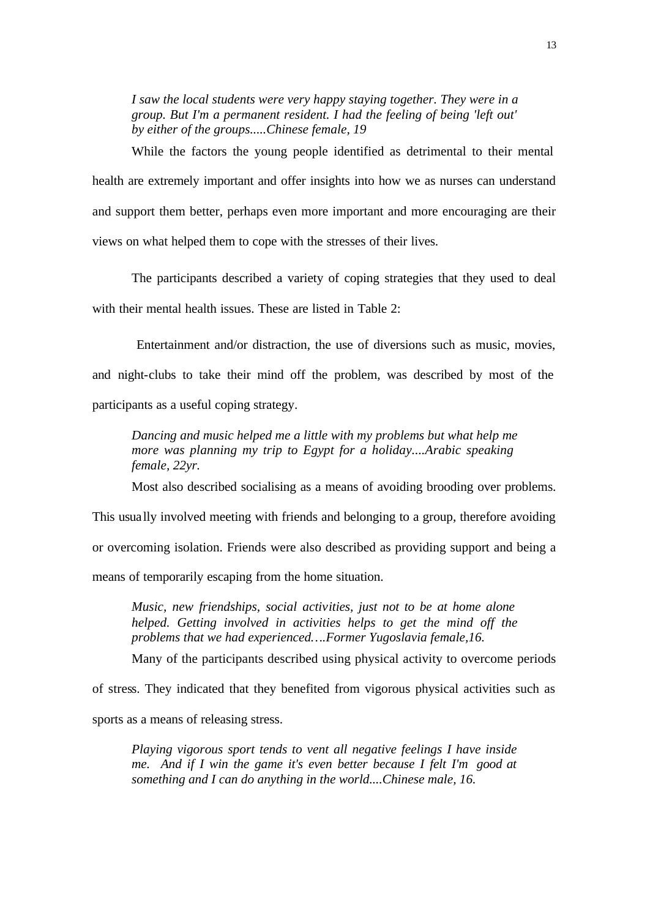> *I saw the local students were very happy staying together. They were in a group. But I'm a permanent resident. I had the feeling of being 'left out' by either of the groups.....Chinese female, 19*

While the factors the young people identified as detrimental to their mental health are extremely important and offer insights into how we as nurses can understand and support them better, perhaps even more important and more encouraging are their views on what helped them to cope with the stresses of their lives.

The participants described a variety of coping strategies that they used to deal with their mental health issues. These are listed in Table 2:

Entertainment and/or distraction, the use of diversions such as music, movies, and night-clubs to take their mind off the problem, was described by most of the participants as a useful coping strategy.

> *Dancing and music helped me a little with my problems but what help me more was planning my trip to Egypt for a holiday....Arabic speaking female, 22yr.*

Most also described socialising as a means of avoiding brooding over problems. This usually involved meeting with friends and belonging to a group, therefore avoiding or overcoming isolation. Friends were also described as providing support and being a means of temporarily escaping from the home situation.

> *Music, new friendships, social activities, just not to be at home alone helped. Getting involved in activities helps to get the mind off the problems that we had experienced….Former Yugoslavia female,16.*

Many of the participants described using physical activity to overcome periods of stress. They indicated that they benefited from vigorous physical activities such as sports as a means of releasing stress.

> *Playing vigorous sport tends to vent all negative feelings I have inside me. And if I win the game it's even better because I felt I'm good at something and I can do anything in the world....Chinese male, 16.*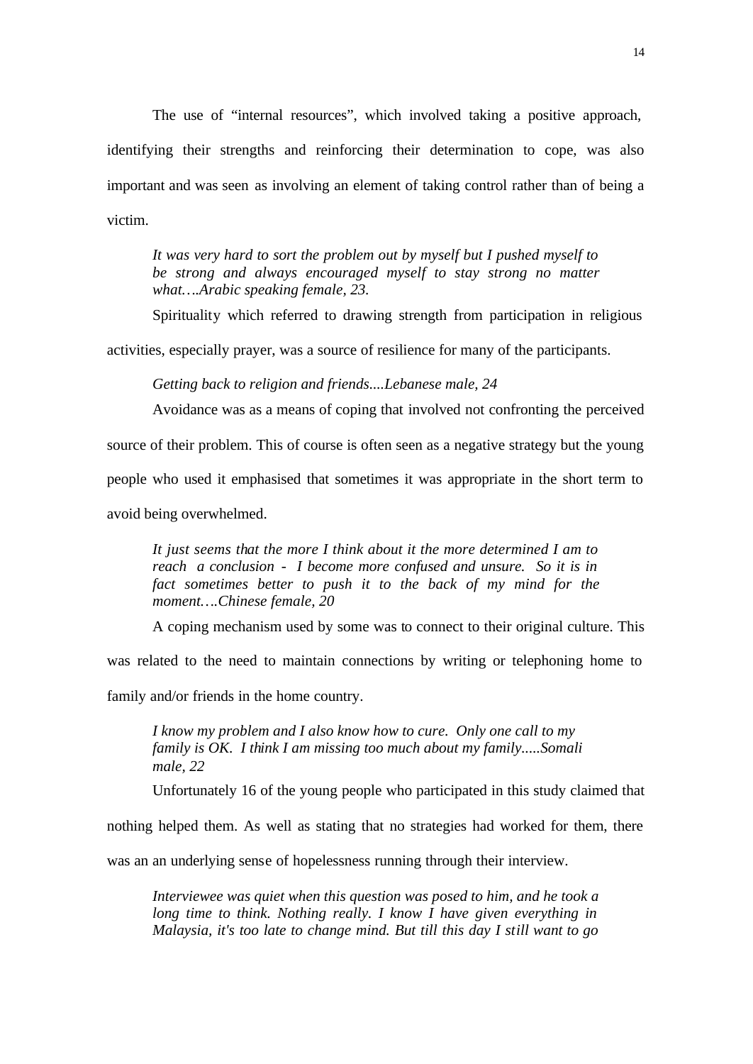The use of "internal resources", which involved taking a positive approach, identifying their strengths and reinforcing their determination to cope, was also important and was seen as involving an element of taking control rather than of being a victim.

> *It was very hard to sort the problem out by myself but I pushed myself to be strong and always encouraged myself to stay strong no matter what….Arabic speaking female, 23.*

Spirituality which referred to drawing strength from participation in religious activities, especially prayer, was a source of resilience for many of the participants.

> *Getting back to religion and friends....Lebanese male, 24*

Avoidance was as a means of coping that involved not confronting the perceived source of their problem. This of course is often seen as a negative strategy but the young people who used it emphasised that sometimes it was appropriate in the short term to avoid being overwhelmed.

> *It just seems that the more I think about it the more determined I am to reach a conclusion - I become more confused and unsure. So it is in fact sometimes better to push it to the back of my mind for the moment….Chinese female, 20*

A coping mechanism used by some was to connect to their original culture. This was related to the need to maintain connections by writing or telephoning home to family and/or friends in the home country.

> *I know my problem and I also know how to cure. Only one call to my family is OK. I think I am missing too much about my family.....Somali male, 22*

Unfortunately 16 of the young people who participated in this study claimed that nothing helped them. As well as stating that no strategies had worked for them, there was an an underlying sense of hopelessness running through their interview.

> *Interviewee was quiet when this question was posed to him, and he took a long time to think. Nothing really. I know I have given everything in Malaysia, it's too late to change mind. But till this day I still want to go*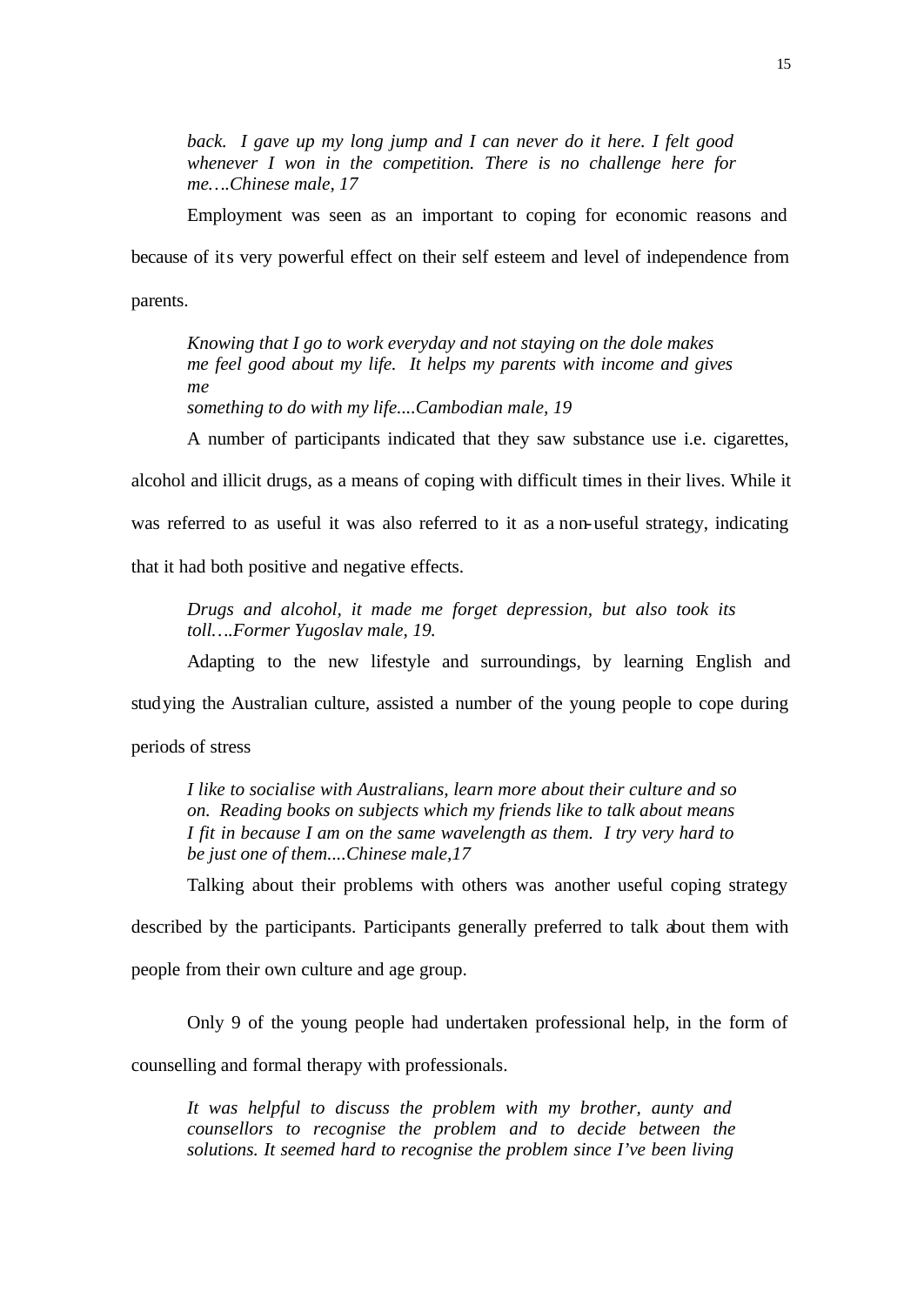*back. I gave up my long jump and I can never do it here. I felt good whenever I won in the competition. There is no challenge here for me….Chinese male, 17*

Employment was seen as an important to coping for economic reasons and because of its very powerful effect on their self esteem and level of independence from parents.

*Knowing that I go to work everyday and not staying on the dole makes me feel good about my life. It helps my parents with income and gives me something to do with my life....Cambodian male, 19*

A number of participants indicated that they saw substance use i.e. cigarettes, alcohol and illicit drugs, as a means of coping with difficult times in their lives. While it was referred to as useful it was also referred to it as a non-useful strategy, indicating that it had both positive and negative effects.

*Drugs and alcohol, it made me forget depression, but also took its toll….Former Yugoslav male, 19.*

Adapting to the new lifestyle and surroundings, by learning English and studying the Australian culture, assisted a number of the young people to cope during periods of stress

*I like to socialise with Australians, learn more about their culture and so on. Reading books on subjects which my friends like to talk about means I fit in because I am on the same wavelength as them. I try very hard to be just one of them....Chinese male,17*

Talking about their problems with others was another useful coping strategy described by the participants. Participants generally preferred to talk about them with people from their own culture and age group.

Only 9 of the young people had undertaken professional help, in the form of counselling and formal therapy with professionals.

*It was helpful to discuss the problem with my brother, aunty and counsellors to recognise the problem and to decide between the solutions. It seemed hard to recognise the problem since I've been living*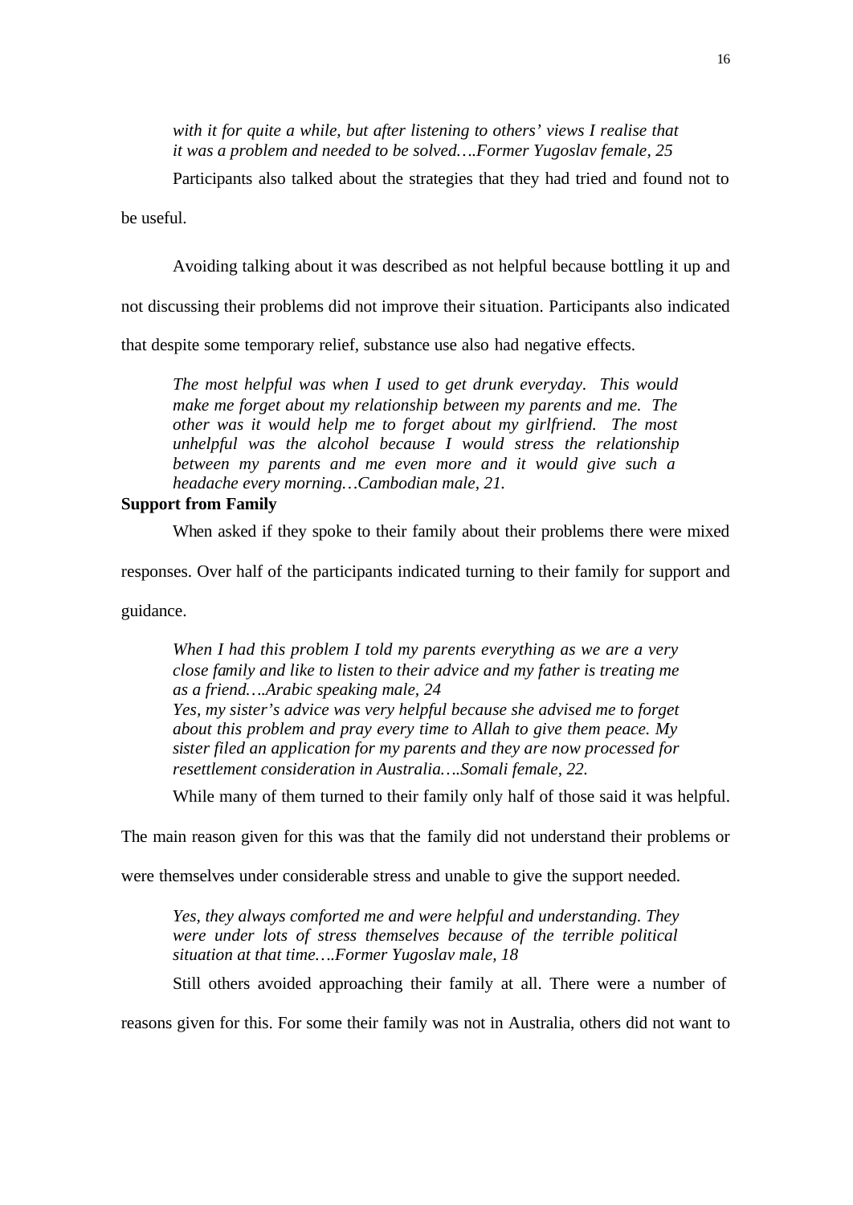*with it for quite a while, but after listening to others' views I realise that it was a problem and needed to be solved….Former Yugoslav female, 25*

Participants also talked about the strategies that they had tried and found not to be useful.

Avoiding talking about it was described as not helpful because bottling it up and not discussing their problems did not improve their situation. Participants also indicated that despite some temporary relief, substance use also had negative effects.

> *The most helpful was when I used to get drunk everyday. This would make me forget about my relationship between my parents and me. The other was it would help me to forget about my girlfriend. The most unhelpful was the alcohol because I would stress the relationship between my parents and me even more and it would give such a headache every morning…Cambodian male, 21.*

**Support from Family**

When asked if they spoke to their family about their problems there were mixed responses. Over half of the participants indicated turning to their family for support and guidance.

> *When I had this problem I told my parents everything as we are a very close family and like to listen to their advice and my father is treating me as a friend….Arabic speaking male, 24*
>
> *Yes, my sister's advice was very helpful because she advised me to forget about this problem and pray every time to Allah to give them peace. My sister filed an application for my parents and they are now processed for resettlement consideration in Australia….Somali female, 22.*

While many of them turned to their family only half of those said it was helpful. The main reason given for this was that the family did not understand their problems or were themselves under considerable stress and unable to give the support needed.

> *Yes, they always comforted me and were helpful and understanding. They were under lots of stress themselves because of the terrible political situation at that time….Former Yugoslav male, 18*

Still others avoided approaching their family at all. There were a number of reasons given for this. For some their family was not in Australia, others did not want to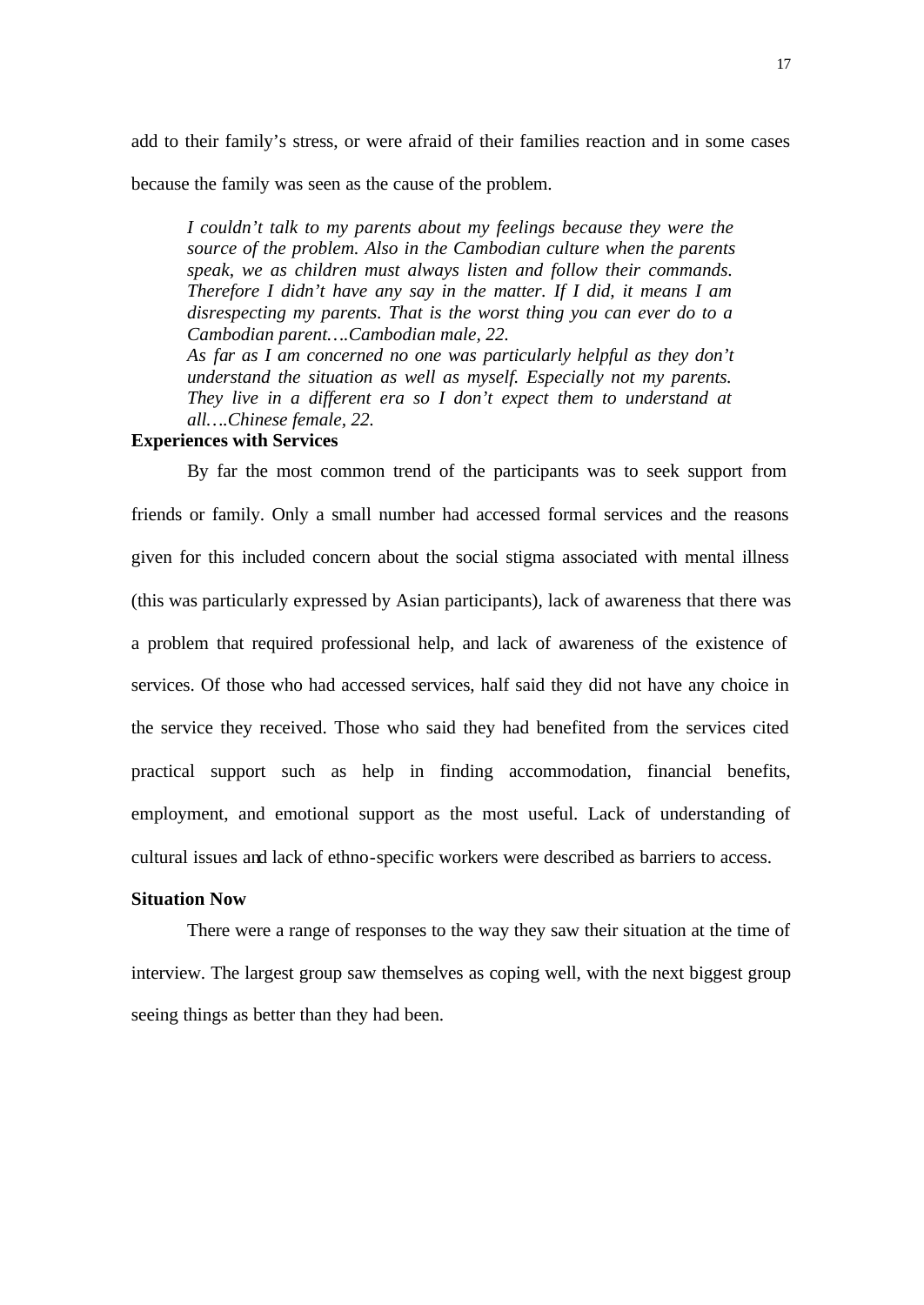add to their family's stress, or were afraid of their families reaction and in some cases because the family was seen as the cause of the problem.

> *I couldn't talk to my parents about my feelings because they were the source of the problem. Also in the Cambodian culture when the parents speak, we as children must always listen and follow their commands. Therefore I didn't have any say in the matter. If I did, it means I am disrespecting my parents. That is the worst thing you can ever do to a Cambodian parent….Cambodian male, 22.*
>
> *As far as I am concerned no one was particularly helpful as they don't understand the situation as well as myself. Especially not my parents. They live in a different era so I don't expect them to understand at all….Chinese female, 22.*

**Experiences with Services**

By far the most common trend of the participants was to seek support from friends or family. Only a small number had accessed formal services and the reasons given for this included concern about the social stigma associated with mental illness (this was particularly expressed by Asian participants), lack of awareness that there was a problem that required professional help, and lack of awareness of the existence of services. Of those who had accessed services, half said they did not have any choice in the service they received. Those who said they had benefited from the services cited practical support such as help in finding accommodation, financial benefits, employment, and emotional support as the most useful. Lack of understanding of cultural issues and lack of ethno-specific workers were described as barriers to access.

**Situation Now**

There were a range of responses to the way they saw their situation at the time of interview. The largest group saw themselves as coping well, with the next biggest group seeing things as better than they had been.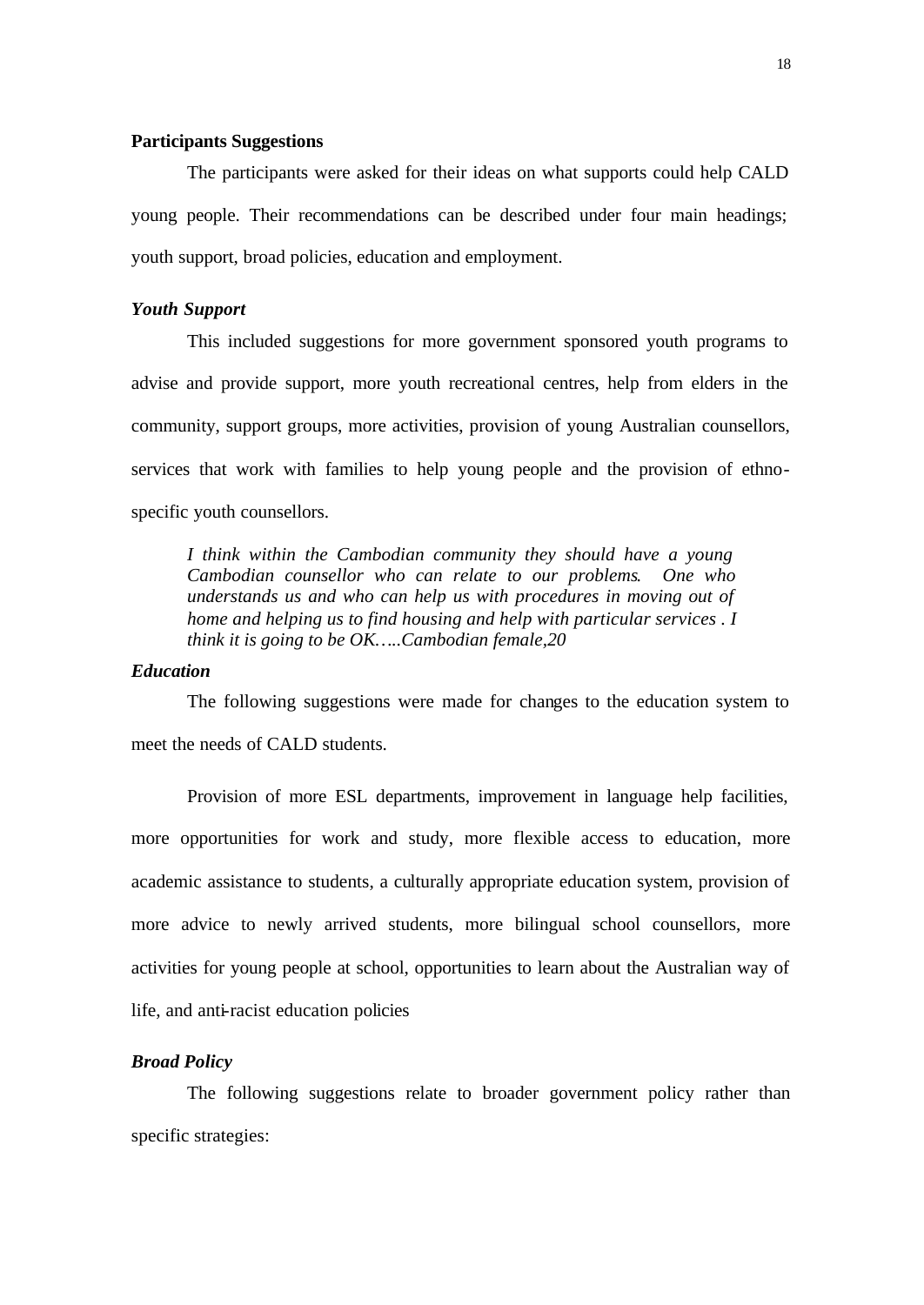**Participants Suggestions**

The participants were asked for their ideas on what supports could help CALD young people. Their recommendations can be described under four main headings; youth support, broad policies, education and employment.

***Youth Support***

This included suggestions for more government sponsored youth programs to advise and provide support, more youth recreational centres, help from elders in the community, support groups, more activities, provision of young Australian counsellors, services that work with families to help young people and the provision of ethno-specific youth counsellors.

> *I think within the Cambodian community they should have a young Cambodian counsellor who can relate to our problems. One who understands us and who can help us with procedures in moving out of home and helping us to find housing and help with particular services . I think it is going to be OK…..Cambodian female,20*

***Education***

The following suggestions were made for changes to the education system to meet the needs of CALD students.

Provision of more ESL departments, improvement in language help facilities, more opportunities for work and study, more flexible access to education, more academic assistance to students, a culturally appropriate education system, provision of more advice to newly arrived students, more bilingual school counsellors, more activities for young people at school, opportunities to learn about the Australian way of life, and anti-racist education policies

***Broad Policy***

The following suggestions relate to broader government policy rather than specific strategies: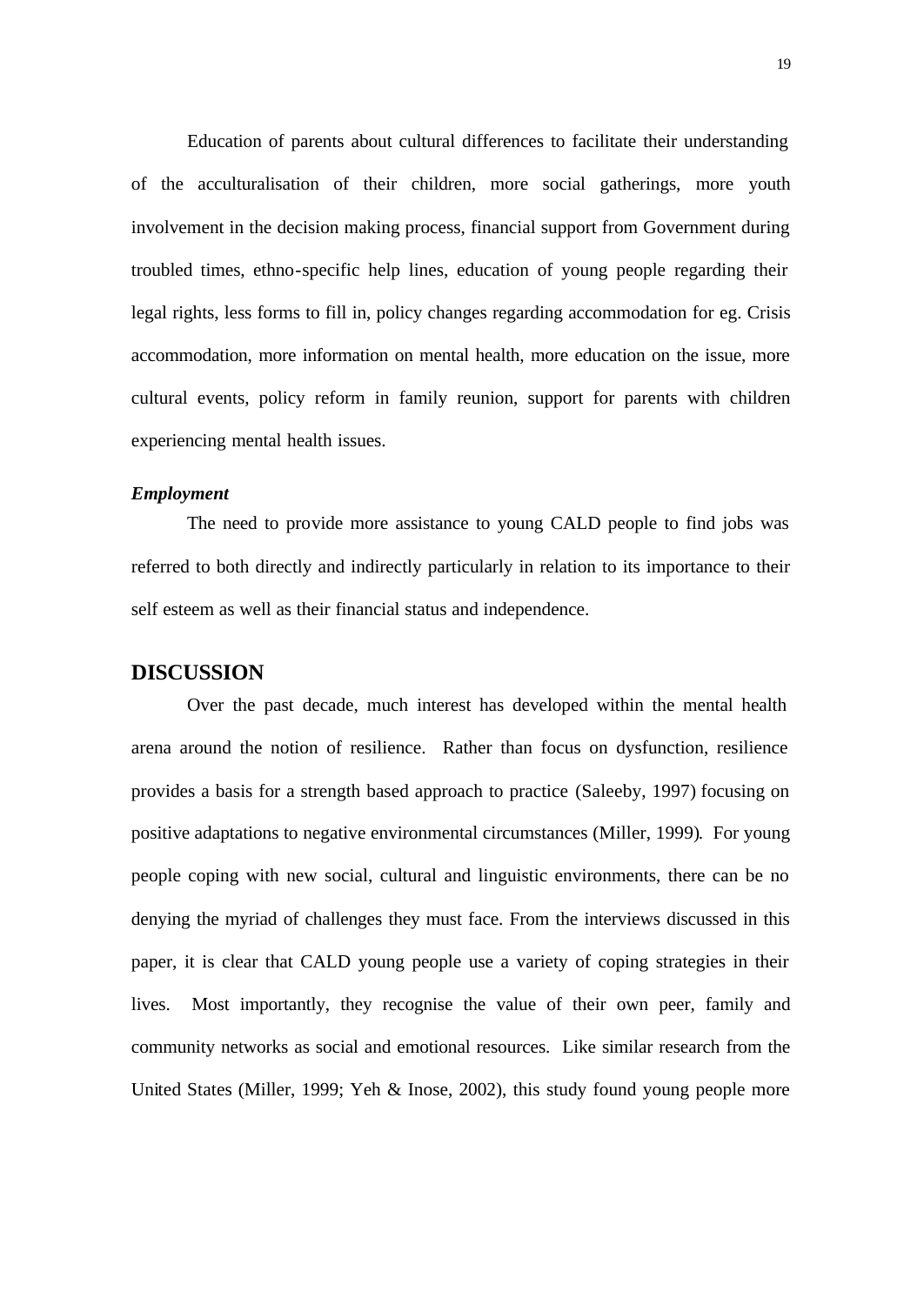Education of parents about cultural differences to facilitate their understanding of the acculturalisation of their children, more social gatherings, more youth involvement in the decision making process, financial support from Government during troubled times, ethno-specific help lines, education of young people regarding their legal rights, less forms to fill in, policy changes regarding accommodation for eg. Crisis accommodation, more information on mental health, more education on the issue, more cultural events, policy reform in family reunion, support for parents with children experiencing mental health issues.

***Employment***

The need to provide more assistance to young CALD people to find jobs was referred to both directly and indirectly particularly in relation to its importance to their self esteem as well as their financial status and independence.

## DISCUSSION

Over the past decade, much interest has developed within the mental health arena around the notion of resilience. Rather than focus on dysfunction, resilience provides a basis for a strength based approach to practice (Saleeby, 1997) focusing on positive adaptations to negative environmental circumstances (Miller, 1999). For young people coping with new social, cultural and linguistic environments, there can be no denying the myriad of challenges they must face. From the interviews discussed in this paper, it is clear that CALD young people use a variety of coping strategies in their lives. Most importantly, they recognise the value of their own peer, family and community networks as social and emotional resources. Like similar research from the United States (Miller, 1999; Yeh & Inose, 2002), this study found young people more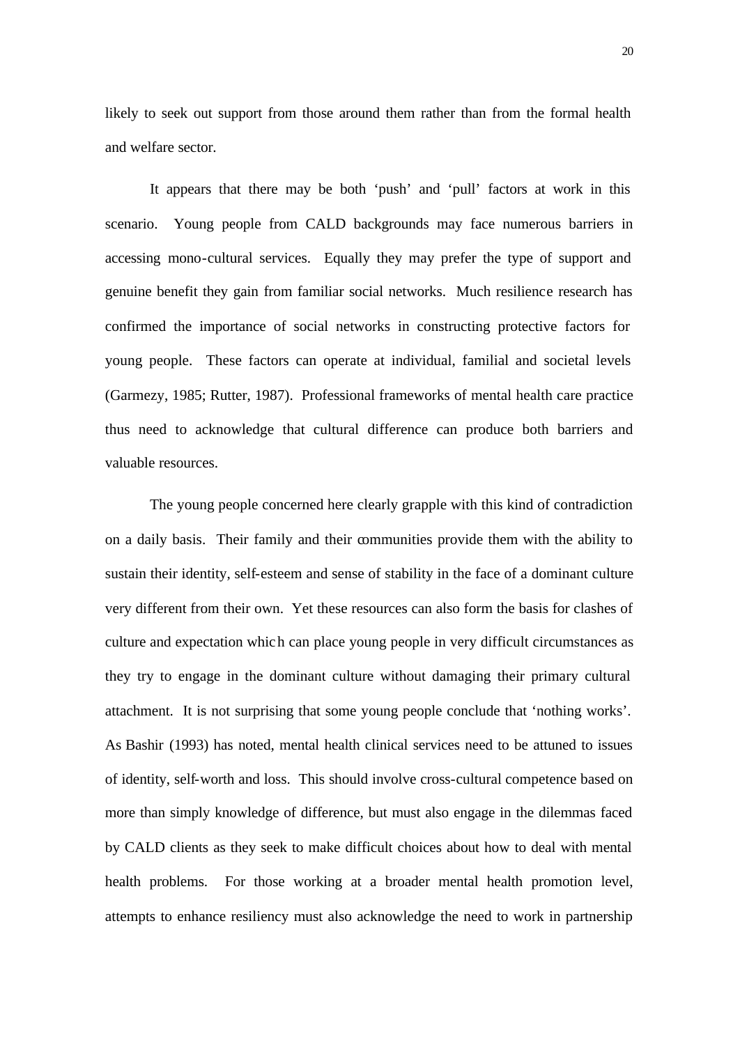likely to seek out support from those around them rather than from the formal health and welfare sector.

It appears that there may be both 'push' and 'pull' factors at work in this scenario. Young people from CALD backgrounds may face numerous barriers in accessing mono-cultural services. Equally they may prefer the type of support and genuine benefit they gain from familiar social networks. Much resilience research has confirmed the importance of social networks in constructing protective factors for young people. These factors can operate at individual, familial and societal levels (Garmezy, 1985; Rutter, 1987). Professional frameworks of mental health care practice thus need to acknowledge that cultural difference can produce both barriers and valuable resources.

The young people concerned here clearly grapple with this kind of contradiction on a daily basis. Their family and their communities provide them with the ability to sustain their identity, self-esteem and sense of stability in the face of a dominant culture very different from their own. Yet these resources can also form the basis for clashes of culture and expectation which can place young people in very difficult circumstances as they try to engage in the dominant culture without damaging their primary cultural attachment. It is not surprising that some young people conclude that 'nothing works'. As Bashir (1993) has noted, mental health clinical services need to be attuned to issues of identity, self-worth and loss. This should involve cross-cultural competence based on more than simply knowledge of difference, but must also engage in the dilemmas faced by CALD clients as they seek to make difficult choices about how to deal with mental health problems. For those working at a broader mental health promotion level, attempts to enhance resiliency must also acknowledge the need to work in partnership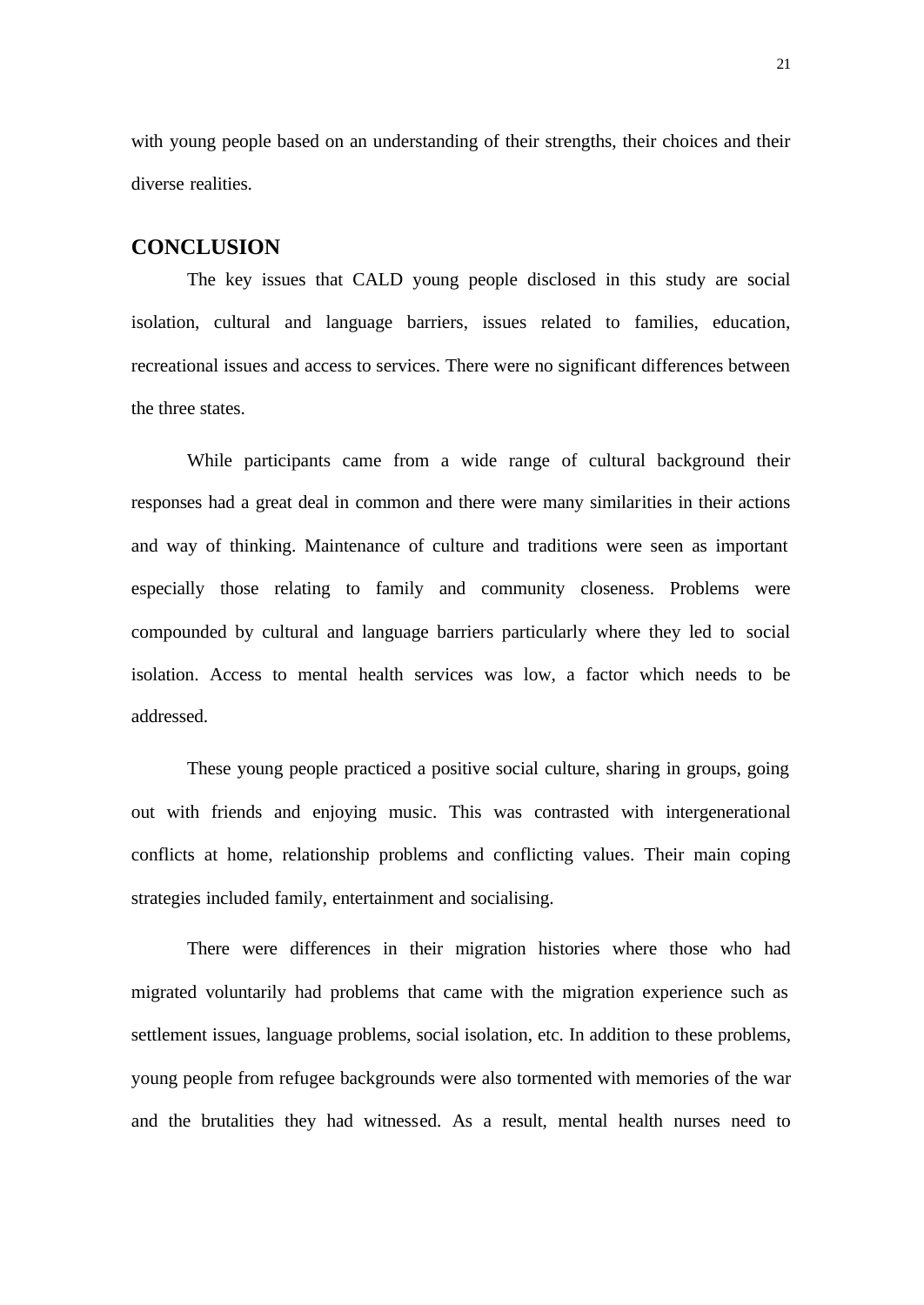with young people based on an understanding of their strengths, their choices and their diverse realities.

## CONCLUSION

The key issues that CALD young people disclosed in this study are social isolation, cultural and language barriers, issues related to families, education, recreational issues and access to services. There were no significant differences between the three states.

While participants came from a wide range of cultural background their responses had a great deal in common and there were many similarities in their actions and way of thinking. Maintenance of culture and traditions were seen as important especially those relating to family and community closeness. Problems were compounded by cultural and language barriers particularly where they led to social isolation. Access to mental health services was low, a factor which needs to be addressed.

These young people practiced a positive social culture, sharing in groups, going out with friends and enjoying music. This was contrasted with intergenerational conflicts at home, relationship problems and conflicting values. Their main coping strategies included family, entertainment and socialising.

There were differences in their migration histories where those who had migrated voluntarily had problems that came with the migration experience such as settlement issues, language problems, social isolation, etc. In addition to these problems, young people from refugee backgrounds were also tormented with memories of the war and the brutalities they had witnessed. As a result, mental health nurses need to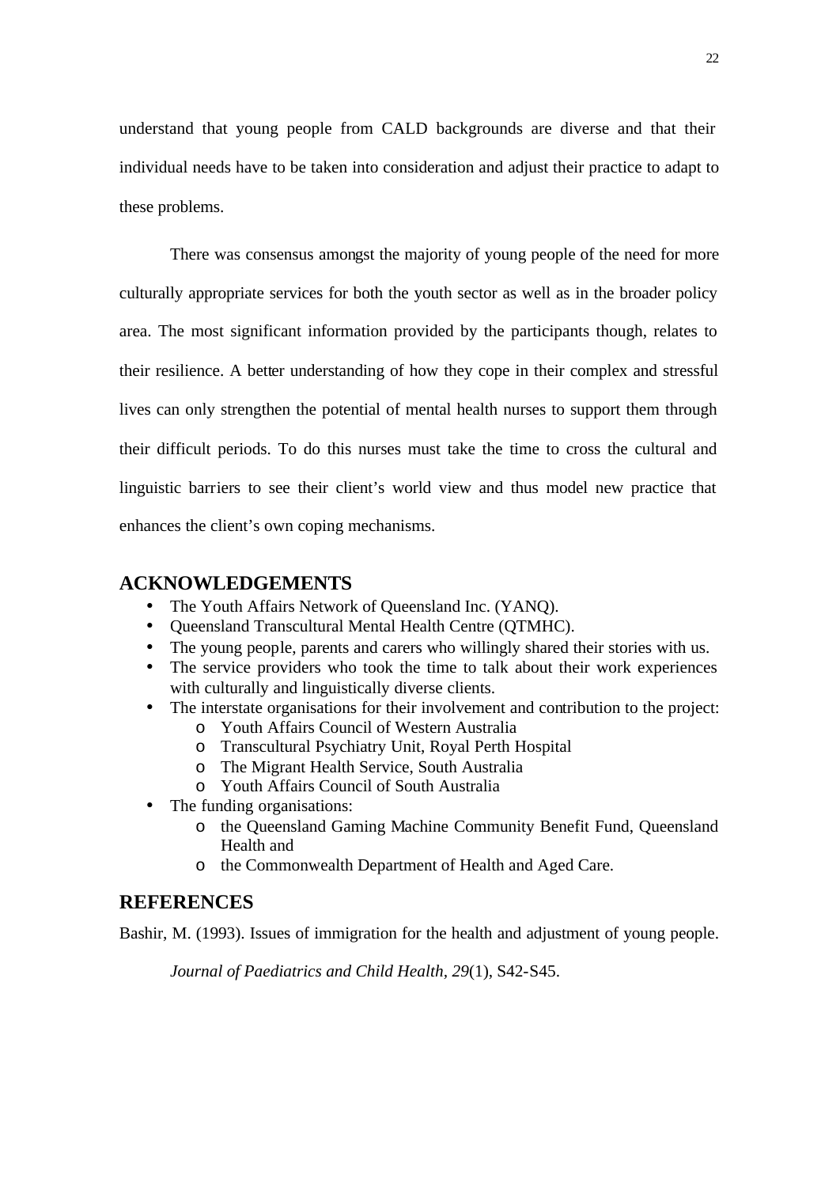understand that young people from CALD backgrounds are diverse and that their individual needs have to be taken into consideration and adjust their practice to adapt to these problems.

There was consensus amongst the majority of young people of the need for more culturally appropriate services for both the youth sector as well as in the broader policy area. The most significant information provided by the participants though, relates to their resilience. A better understanding of how they cope in their complex and stressful lives can only strengthen the potential of mental health nurses to support them through their difficult periods. To do this nurses must take the time to cross the cultural and linguistic barriers to see their client's world view and thus model new practice that enhances the client's own coping mechanisms.

## ACKNOWLEDGEMENTS

- The Youth Affairs Network of Queensland Inc. (YANQ).
- Queensland Transcultural Mental Health Centre (QTMHC).
- The young people, parents and carers who willingly shared their stories with us.
- The service providers who took the time to talk about their work experiences with culturally and linguistically diverse clients.
- The interstate organisations for their involvement and contribution to the project:
  - Youth Affairs Council of Western Australia
  - Transcultural Psychiatry Unit, Royal Perth Hospital
  - The Migrant Health Service, South Australia
  - Youth Affairs Council of South Australia
- The funding organisations:
  - the Queensland Gaming Machine Community Benefit Fund, Queensland Health and
  - the Commonwealth Department of Health and Aged Care.

## REFERENCES

Bashir, M. (1993). Issues of immigration for the health and adjustment of young people. *Journal of Paediatrics and Child Health, 29*(1), S42-S45.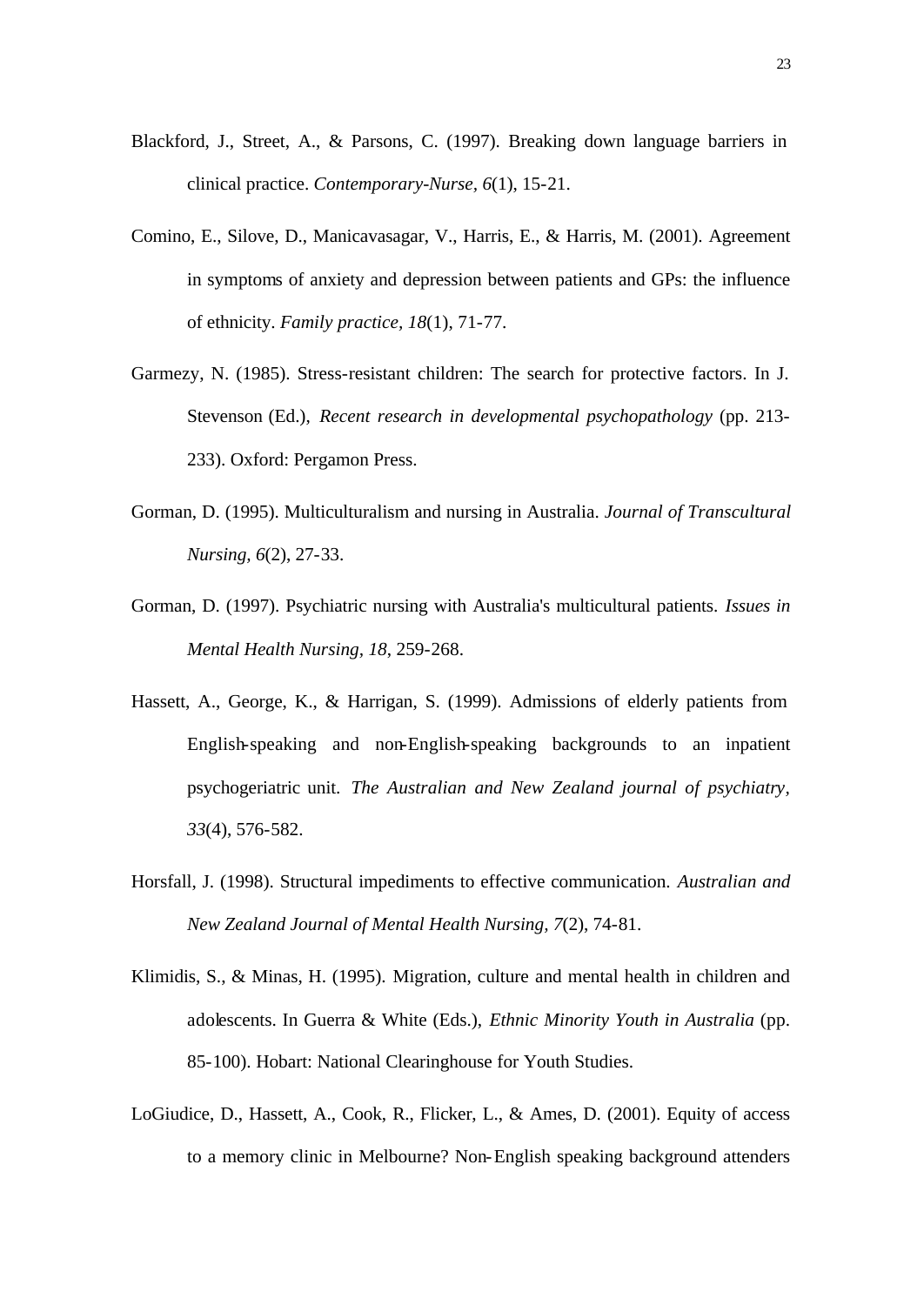Blackford, J., Street, A., & Parsons, C. (1997). Breaking down language barriers in clinical practice. *Contemporary-Nurse, 6*(1), 15-21.

Comino, E., Silove, D., Manicavasagar, V., Harris, E., & Harris, M. (2001). Agreement in symptoms of anxiety and depression between patients and GPs: the influence of ethnicity. *Family practice, 18*(1), 71-77.

Garmezy, N. (1985). Stress-resistant children: The search for protective factors. In J. Stevenson (Ed.), *Recent research in developmental psychopathology* (pp. 213-233). Oxford: Pergamon Press.

Gorman, D. (1995). Multiculturalism and nursing in Australia. *Journal of Transcultural Nursing, 6*(2), 27-33.

Gorman, D. (1997). Psychiatric nursing with Australia's multicultural patients. *Issues in Mental Health Nursing, 18*, 259-268.

Hassett, A., George, K., & Harrigan, S. (1999). Admissions of elderly patients from English-speaking and non-English-speaking backgrounds to an inpatient psychogeriatric unit. *The Australian and New Zealand journal of psychiatry, 33*(4), 576-582.

Horsfall, J. (1998). Structural impediments to effective communication. *Australian and New Zealand Journal of Mental Health Nursing, 7*(2), 74-81.

Klimidis, S., & Minas, H. (1995). Migration, culture and mental health in children and adolescents. In Guerra & White (Eds.), *Ethnic Minority Youth in Australia* (pp. 85-100). Hobart: National Clearinghouse for Youth Studies.

LoGiudice, D., Hassett, A., Cook, R., Flicker, L., & Ames, D. (2001). Equity of access to a memory clinic in Melbourne? Non-English speaking background attenders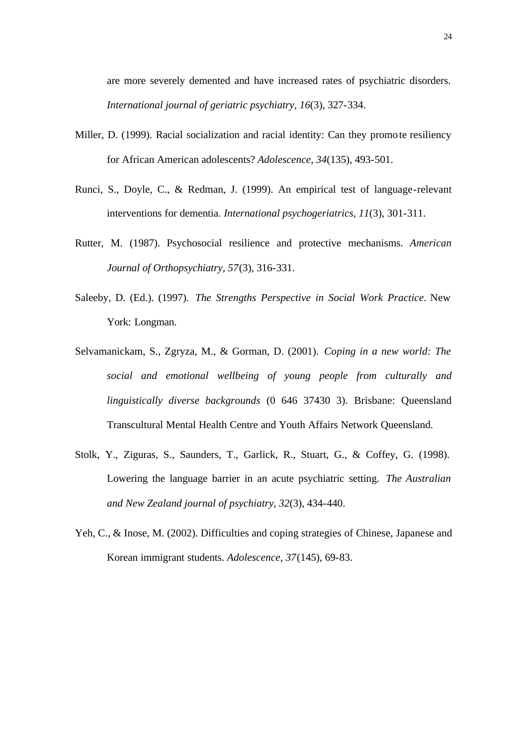are more severely demented and have increased rates of psychiatric disorders. *International journal of geriatric psychiatry, 16*(3), 327-334.

Miller, D. (1999). Racial socialization and racial identity: Can they promote resiliency for African American adolescents? *Adolescence, 34*(135), 493-501.

Runci, S., Doyle, C., & Redman, J. (1999). An empirical test of language-relevant interventions for dementia. *International psychogeriatrics, 11*(3), 301-311.

Rutter, M. (1987). Psychosocial resilience and protective mechanisms. *American Journal of Orthopsychiatry, 57*(3), 316-331.

Saleeby, D. (Ed.). (1997). *The Strengths Perspective in Social Work Practice*. New York: Longman.

Selvamanickam, S., Zgryza, M., & Gorman, D. (2001). *Coping in a new world: The social and emotional wellbeing of young people from culturally and linguistically diverse backgrounds* (0 646 37430 3). Brisbane: Queensland Transcultural Mental Health Centre and Youth Affairs Network Queensland.

Stolk, Y., Ziguras, S., Saunders, T., Garlick, R., Stuart, G., & Coffey, G. (1998). Lowering the language barrier in an acute psychiatric setting. *The Australian and New Zealand journal of psychiatry, 32*(3), 434-440.

Yeh, C., & Inose, M. (2002). Difficulties and coping strategies of Chinese, Japanese and Korean immigrant students. *Adolescence, 37*(145), 69-83.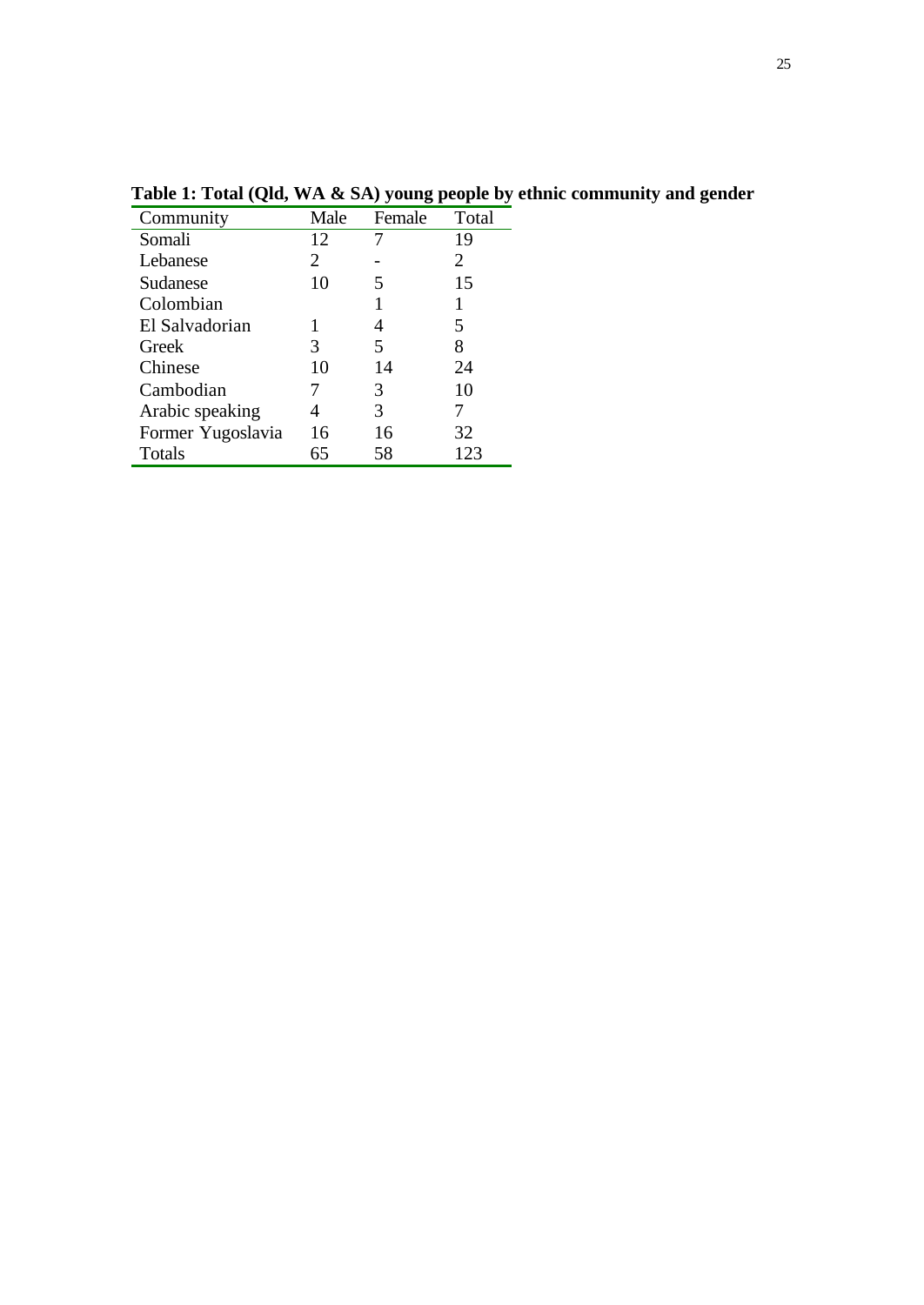**Table 1: Total (Qld, WA & SA) young people by ethnic community and gender**

| Community | Male | Female | Total |
|---|---|---|---|
| Somali | 12 | 7 | 19 |
| Lebanese | 2 | - | 2 |
| Sudanese | 10 | 5 | 15 |
| Colombian | | 1 | 1 |
| El Salvadorian | 1 | 4 | 5 |
| Greek | 3 | 5 | 8 |
| Chinese | 10 | 14 | 24 |
| Cambodian | 7 | 3 | 10 |
| Arabic speaking | 4 | 3 | 7 |
| Former Yugoslavia | 16 | 16 | 32 |
| Totals | 65 | 58 | 123 |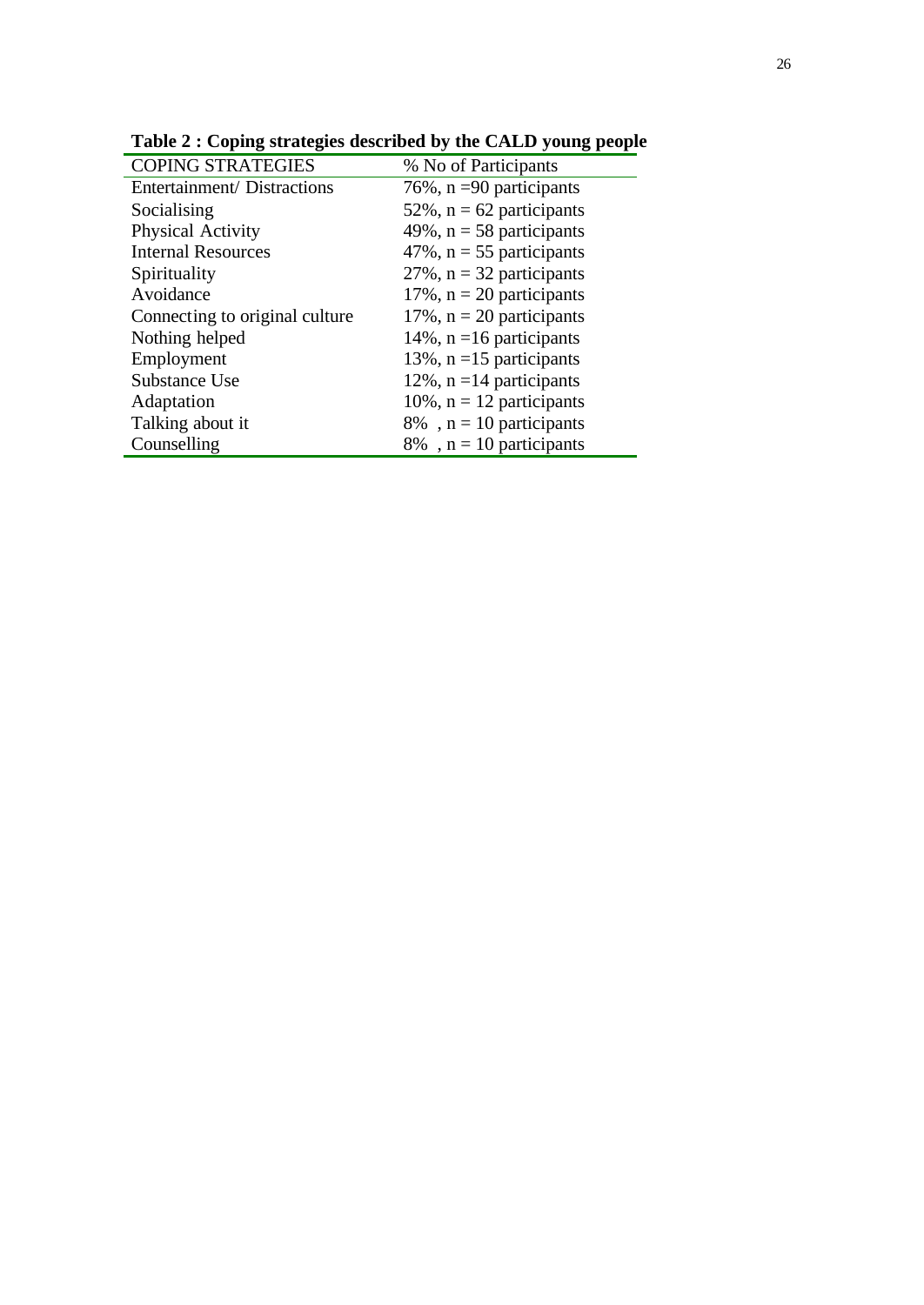**Table 2 : Coping strategies described by the CALD young people**

| COPING STRATEGIES | % No of Participants |
|---|---|
| Entertainment/ Distractions | 76%, n =90 participants |
| Socialising | 52%, n = 62 participants |
| Physical Activity | 49%, n = 58 participants |
| Internal Resources | 47%, n = 55 participants |
| Spirituality | 27%, n = 32 participants |
| Avoidance | 17%, n = 20 participants |
| Connecting to original culture | 17%, n = 20 participants |
| Nothing helped | 14%, n =16 participants |
| Employment | 13%, n =15 participants |
| Substance Use | 12%, n =14 participants |
| Adaptation | 10%, n = 12 participants |
| Talking about it | 8% , n = 10 participants |
| Counselling | 8% , n = 10 participants |